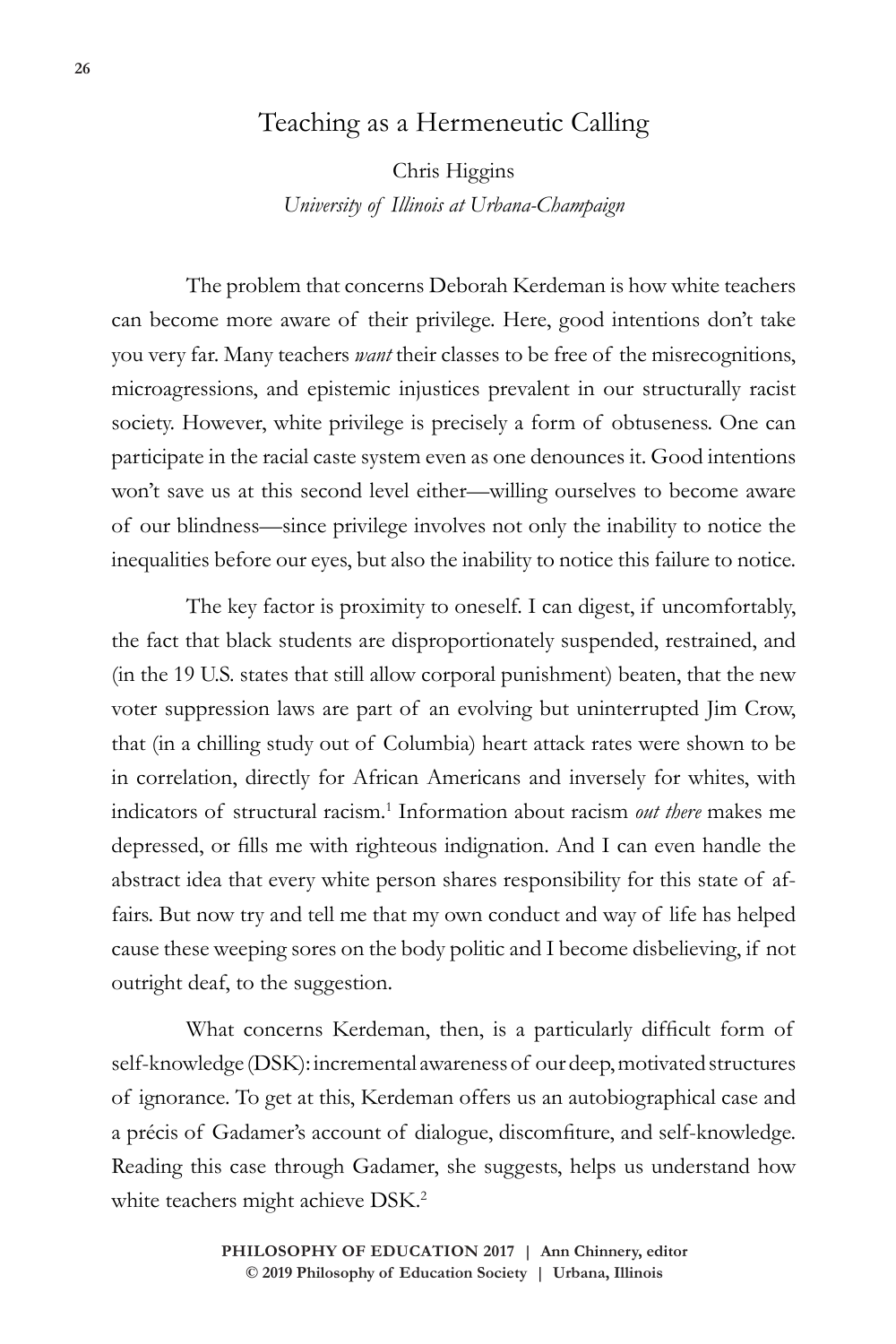# Teaching as a Hermeneutic Calling

Chris Higgins
*University of Illinois at Urbana-Champaign*

The problem that concerns Deborah Kerdeman is how white teachers can become more aware of their privilege. Here, good intentions don't take you very far. Many teachers *want* their classes to be free of the misrecognitions, microagressions, and epistemic injustices prevalent in our structurally racist society. However, white privilege is precisely a form of obtuseness. One can participate in the racial caste system even as one denounces it. Good intentions won't save us at this second level either—willing ourselves to become aware of our blindness—since privilege involves not only the inability to notice the inequalities before our eyes, but also the inability to notice this failure to notice.

The key factor is proximity to oneself. I can digest, if uncomfortably, the fact that black students are disproportionately suspended, restrained, and (in the 19 U.S. states that still allow corporal punishment) beaten, that the new voter suppression laws are part of an evolving but uninterrupted Jim Crow, that (in a chilling study out of Columbia) heart attack rates were shown to be in correlation, directly for African Americans and inversely for whites, with indicators of structural racism.[1] Information about racism *out there* makes me depressed, or fills me with righteous indignation. And I can even handle the abstract idea that every white person shares responsibility for this state of affairs. But now try and tell me that my own conduct and way of life has helped cause these weeping sores on the body politic and I become disbelieving, if not outright deaf, to the suggestion.

What concerns Kerdeman, then, is a particularly difficult form of self-knowledge (DSK): incremental awareness of our deep, motivated structures of ignorance. To get at this, Kerdeman offers us an autobiographical case and a précis of Gadamer's account of dialogue, discomfiture, and self-knowledge. Reading this case through Gadamer, she suggests, helps us understand how white teachers might achieve DSK.[2]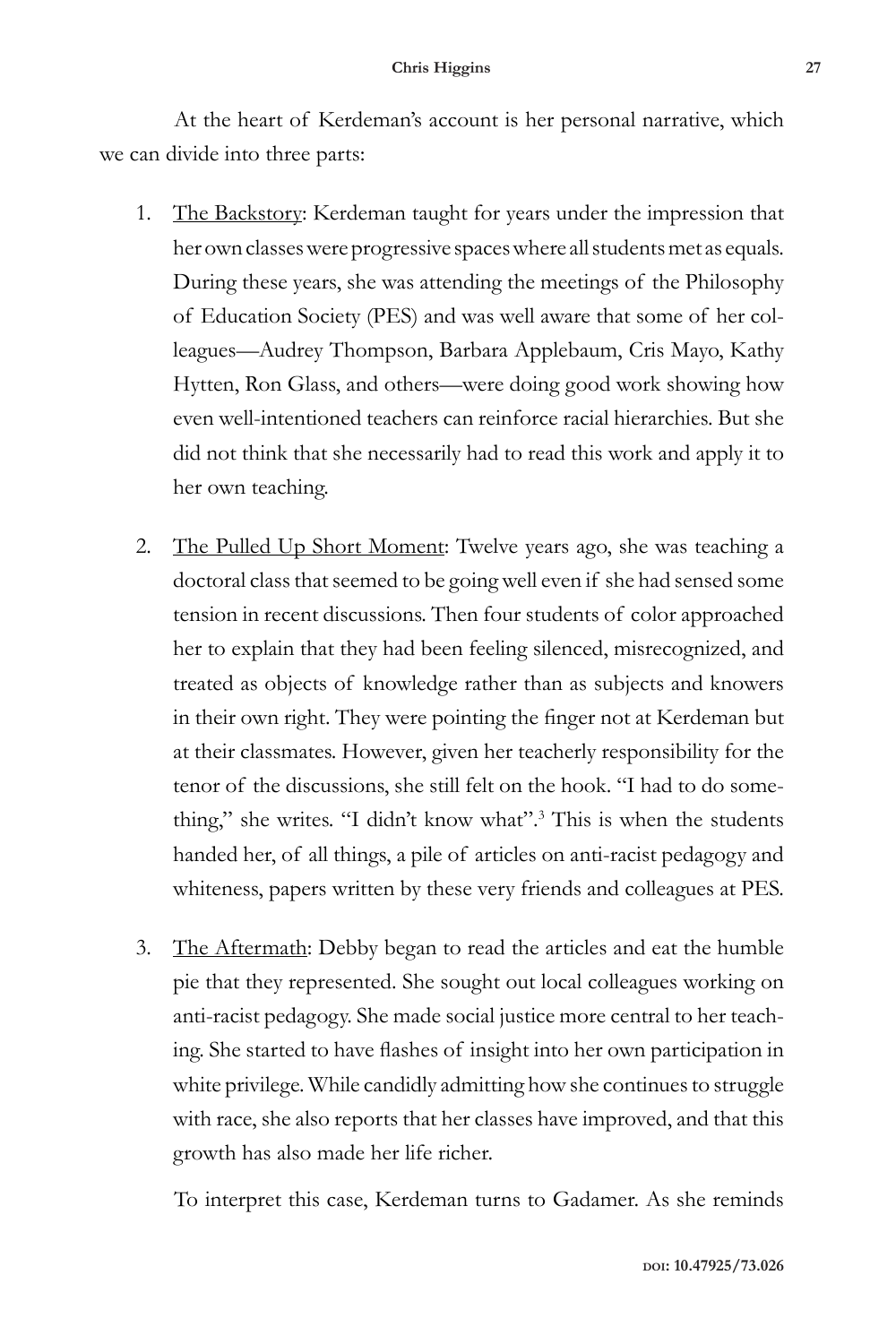At the heart of Kerdeman's account is her personal narrative, which we can divide into three parts:

1. <u>The Backstory</u>: Kerdeman taught for years under the impression that her own classes were progressive spaces where all students met as equals. During these years, she was attending the meetings of the Philosophy of Education Society (PES) and was well aware that some of her colleagues—Audrey Thompson, Barbara Applebaum, Cris Mayo, Kathy Hytten, Ron Glass, and others—were doing good work showing how even well-intentioned teachers can reinforce racial hierarchies. But she did not think that she necessarily had to read this work and apply it to her own teaching.

2. <u>The Pulled Up Short Moment</u>: Twelve years ago, she was teaching a doctoral class that seemed to be going well even if she had sensed some tension in recent discussions. Then four students of color approached her to explain that they had been feeling silenced, misrecognized, and treated as objects of knowledge rather than as subjects and knowers in their own right. They were pointing the finger not at Kerdeman but at their classmates. However, given her teacherly responsibility for the tenor of the discussions, she still felt on the hook. "I had to do something," she writes. "I didn't know what".[3] This is when the students handed her, of all things, a pile of articles on anti-racist pedagogy and whiteness, papers written by these very friends and colleagues at PES.

3. <u>The Aftermath</u>: Debby began to read the articles and eat the humble pie that they represented. She sought out local colleagues working on anti-racist pedagogy. She made social justice more central to her teaching. She started to have flashes of insight into her own participation in white privilege. While candidly admitting how she continues to struggle with race, she also reports that her classes have improved, and that this growth has also made her life richer.

To interpret this case, Kerdeman turns to Gadamer. As she reminds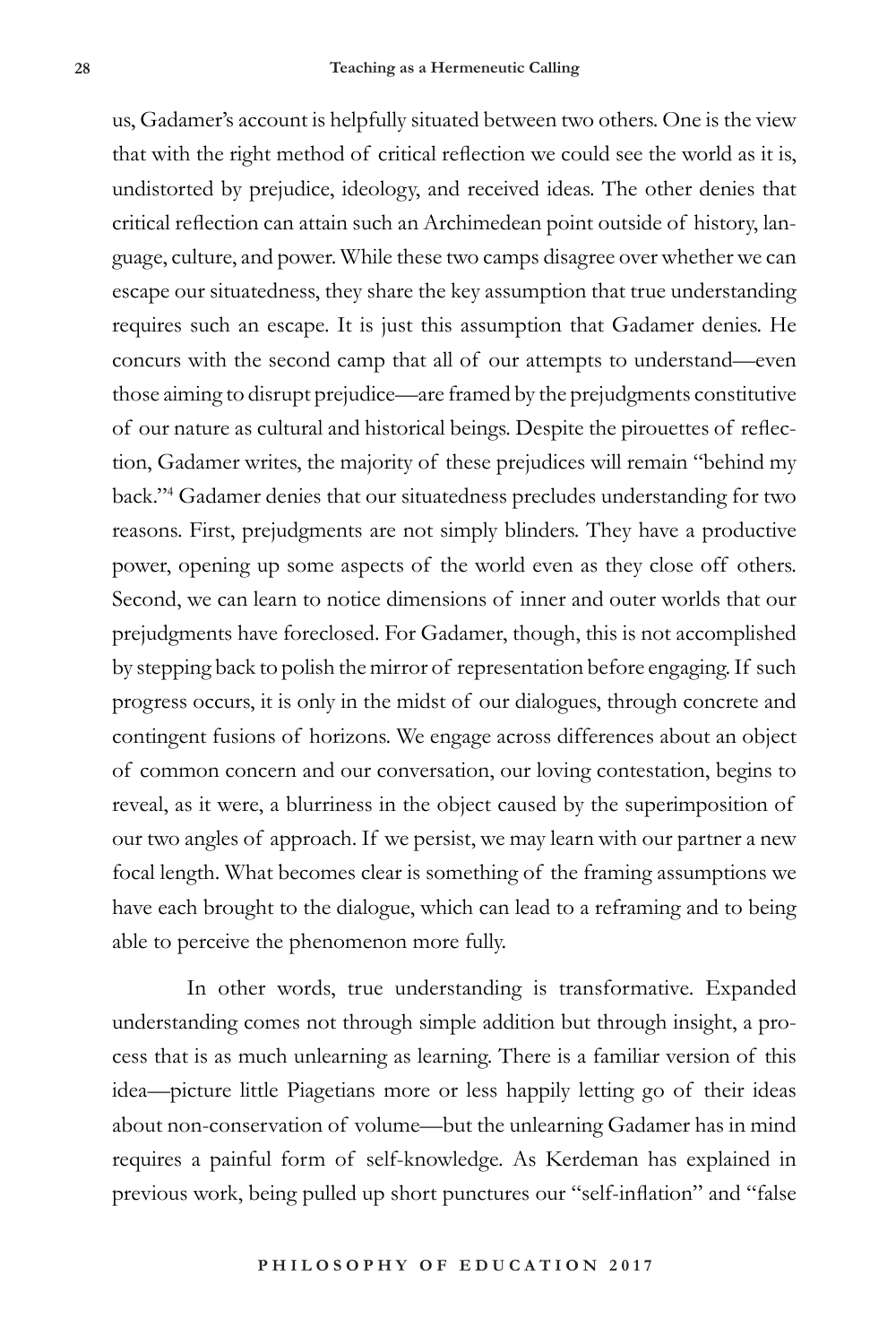us, Gadamer's account is helpfully situated between two others. One is the view that with the right method of critical reflection we could see the world as it is, undistorted by prejudice, ideology, and received ideas. The other denies that critical reflection can attain such an Archimedean point outside of history, language, culture, and power. While these two camps disagree over whether we can escape our situatedness, they share the key assumption that true understanding requires such an escape. It is just this assumption that Gadamer denies. He concurs with the second camp that all of our attempts to understand—even those aiming to disrupt prejudice—are framed by the prejudgments constitutive of our nature as cultural and historical beings. Despite the pirouettes of reflection, Gadamer writes, the majority of these prejudices will remain "behind my back."[4] Gadamer denies that our situatedness precludes understanding for two reasons. First, prejudgments are not simply blinders. They have a productive power, opening up some aspects of the world even as they close off others. Second, we can learn to notice dimensions of inner and outer worlds that our prejudgments have foreclosed. For Gadamer, though, this is not accomplished by stepping back to polish the mirror of representation before engaging. If such progress occurs, it is only in the midst of our dialogues, through concrete and contingent fusions of horizons. We engage across differences about an object of common concern and our conversation, our loving contestation, begins to reveal, as it were, a blurriness in the object caused by the superimposition of our two angles of approach. If we persist, we may learn with our partner a new focal length. What becomes clear is something of the framing assumptions we have each brought to the dialogue, which can lead to a reframing and to being able to perceive the phenomenon more fully.

In other words, true understanding is transformative. Expanded understanding comes not through simple addition but through insight, a process that is as much unlearning as learning. There is a familiar version of this idea—picture little Piagetians more or less happily letting go of their ideas about non-conservation of volume—but the unlearning Gadamer has in mind requires a painful form of self-knowledge. As Kerdeman has explained in previous work, being pulled up short punctures our "self-inflation" and "false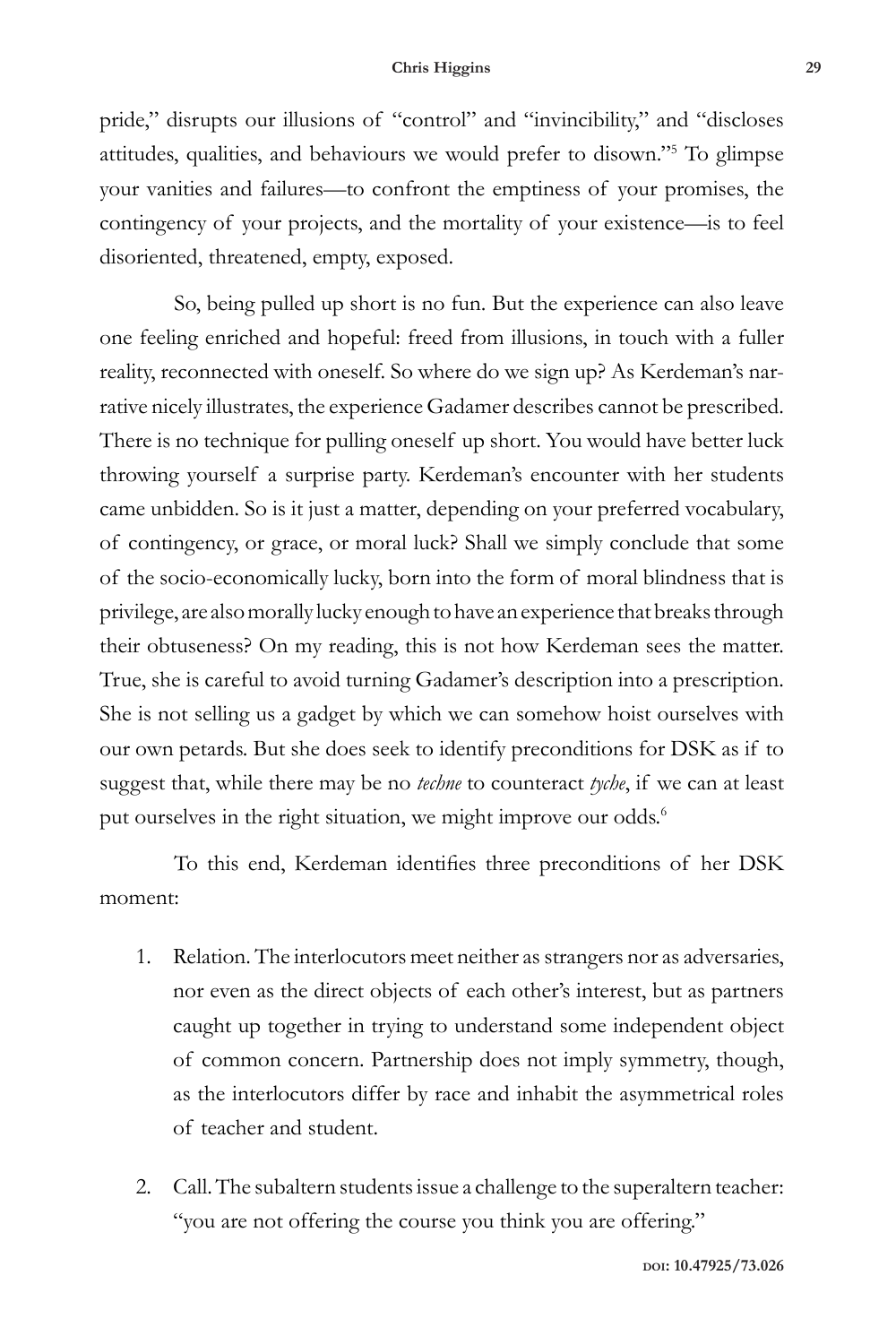pride," disrupts our illusions of "control" and "invincibility," and "discloses attitudes, qualities, and behaviours we would prefer to disown."[5] To glimpse your vanities and failures—to confront the emptiness of your promises, the contingency of your projects, and the mortality of your existence—is to feel disoriented, threatened, empty, exposed.

So, being pulled up short is no fun. But the experience can also leave one feeling enriched and hopeful: freed from illusions, in touch with a fuller reality, reconnected with oneself. So where do we sign up? As Kerdeman's narrative nicely illustrates, the experience Gadamer describes cannot be prescribed. There is no technique for pulling oneself up short. You would have better luck throwing yourself a surprise party. Kerdeman's encounter with her students came unbidden. So is it just a matter, depending on your preferred vocabulary, of contingency, or grace, or moral luck? Shall we simply conclude that some of the socio-economically lucky, born into the form of moral blindness that is privilege, are also morally lucky enough to have an experience that breaks through their obtuseness? On my reading, this is not how Kerdeman sees the matter. True, she is careful to avoid turning Gadamer's description into a prescription. She is not selling us a gadget by which we can somehow hoist ourselves with our own petards. But she does seek to identify preconditions for DSK as if to suggest that, while there may be no *techne* to counteract *tyche*, if we can at least put ourselves in the right situation, we might improve our odds.[6]

To this end, Kerdeman identifies three preconditions of her DSK moment:

1. Relation. The interlocutors meet neither as strangers nor as adversaries, nor even as the direct objects of each other's interest, but as partners caught up together in trying to understand some independent object of common concern. Partnership does not imply symmetry, though, as the interlocutors differ by race and inhabit the asymmetrical roles of teacher and student.

2. Call. The subaltern students issue a challenge to the superaltern teacher: "you are not offering the course you think you are offering."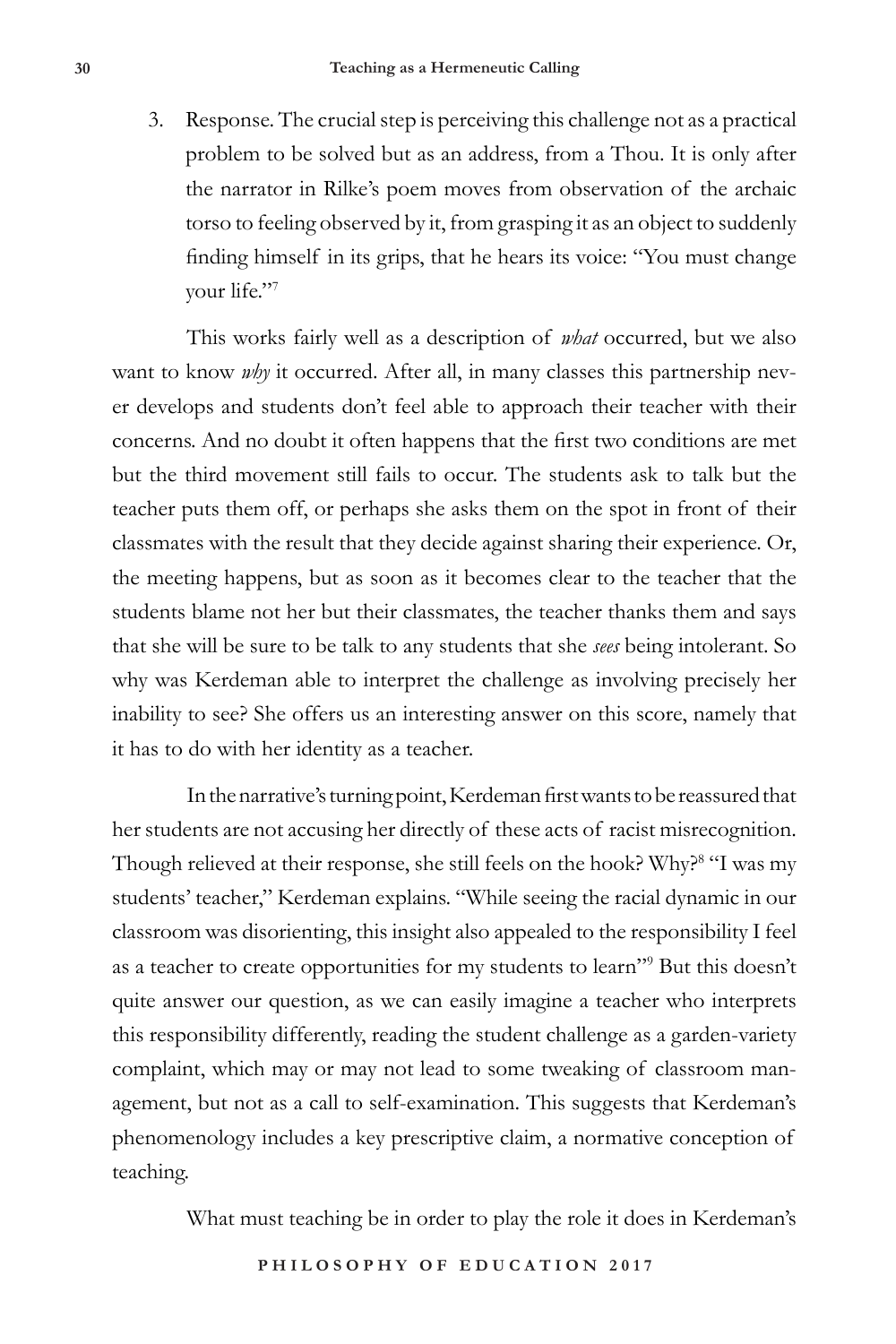3. Response. The crucial step is perceiving this challenge not as a practical problem to be solved but as an address, from a Thou. It is only after the narrator in Rilke's poem moves from observation of the archaic torso to feeling observed by it, from grasping it as an object to suddenly finding himself in its grips, that he hears its voice: "You must change your life."[7]

This works fairly well as a description of *what* occurred, but we also want to know *why* it occurred. After all, in many classes this partnership never develops and students don't feel able to approach their teacher with their concerns. And no doubt it often happens that the first two conditions are met but the third movement still fails to occur. The students ask to talk but the teacher puts them off, or perhaps she asks them on the spot in front of their classmates with the result that they decide against sharing their experience. Or, the meeting happens, but as soon as it becomes clear to the teacher that the students blame not her but their classmates, the teacher thanks them and says that she will be sure to be talk to any students that she *sees* being intolerant. So why was Kerdeman able to interpret the challenge as involving precisely her inability to see? She offers us an interesting answer on this score, namely that it has to do with her identity as a teacher.

In the narrative's turning point, Kerdeman first wants to be reassured that her students are not accusing her directly of these acts of racist misrecognition. Though relieved at their response, she still feels on the hook? Why?[8] "I was my students' teacher," Kerdeman explains. "While seeing the racial dynamic in our classroom was disorienting, this insight also appealed to the responsibility I feel as a teacher to create opportunities for my students to learn"[9] But this doesn't quite answer our question, as we can easily imagine a teacher who interprets this responsibility differently, reading the student challenge as a garden-variety complaint, which may or may not lead to some tweaking of classroom management, but not as a call to self-examination. This suggests that Kerdeman's phenomenology includes a key prescriptive claim, a normative conception of teaching.

What must teaching be in order to play the role it does in Kerdeman's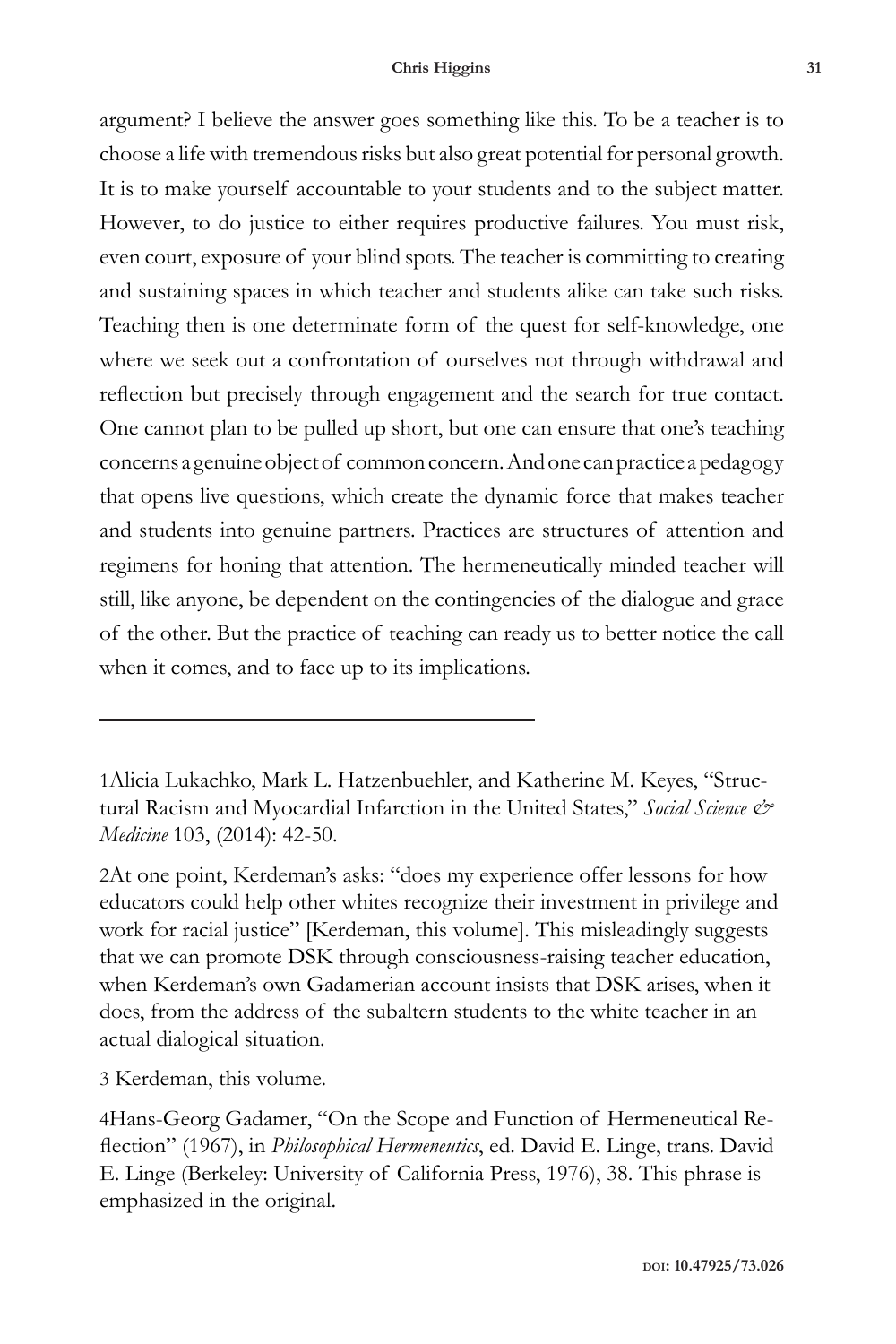argument? I believe the answer goes something like this. To be a teacher is to choose a life with tremendous risks but also great potential for personal growth. It is to make yourself accountable to your students and to the subject matter. However, to do justice to either requires productive failures. You must risk, even court, exposure of your blind spots. The teacher is committing to creating and sustaining spaces in which teacher and students alike can take such risks. Teaching then is one determinate form of the quest for self-knowledge, one where we seek out a confrontation of ourselves not through withdrawal and reflection but precisely through engagement and the search for true contact. One cannot plan to be pulled up short, but one can ensure that one's teaching concerns a genuine object of common concern. And one can practice a pedagogy that opens live questions, which create the dynamic force that makes teacher and students into genuine partners. Practices are structures of attention and regimens for honing that attention. The hermeneutically minded teacher will still, like anyone, be dependent on the contingencies of the dialogue and grace of the other. But the practice of teaching can ready us to better notice the call when it comes, and to face up to its implications.

---

1 Alicia Lukachko, Mark L. Hatzenbuehler, and Katherine M. Keyes, "Structural Racism and Myocardial Infarction in the United States," *Social Science & Medicine* 103, (2014): 42-50.

2 At one point, Kerdeman's asks: "does my experience offer lessons for how educators could help other whites recognize their investment in privilege and work for racial justice" [Kerdeman, this volume]. This misleadingly suggests that we can promote DSK through consciousness-raising teacher education, when Kerdeman's own Gadamerian account insists that DSK arises, when it does, from the address of the subaltern students to the white teacher in an actual dialogical situation.

3 Kerdeman, this volume.

4 Hans-Georg Gadamer, "On the Scope and Function of Hermeneutical Reflection" (1967), in *Philosophical Hermeneutics*, ed. David E. Linge, trans. David E. Linge (Berkeley: University of California Press, 1976), 38. This phrase is emphasized in the original.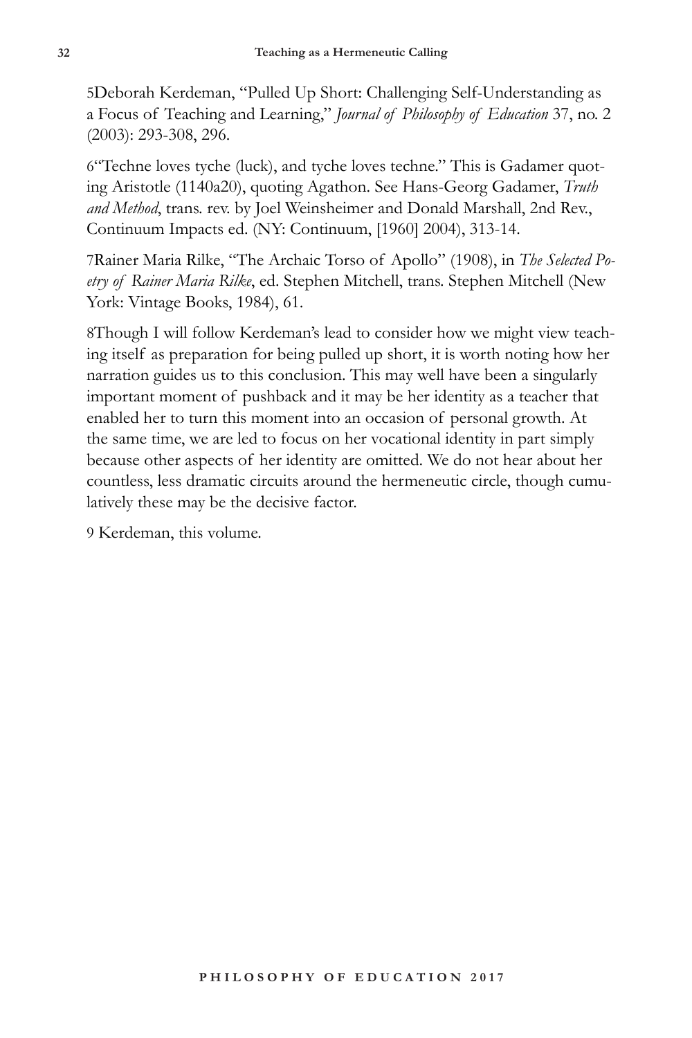5Deborah Kerdeman, "Pulled Up Short: Challenging Self-Understanding as a Focus of Teaching and Learning," *Journal of Philosophy of Education* 37, no. 2 (2003): 293-308, 296.

6"Techne loves tyche (luck), and tyche loves techne." This is Gadamer quoting Aristotle (1140a20), quoting Agathon. See Hans-Georg Gadamer, *Truth and Method*, trans. rev. by Joel Weinsheimer and Donald Marshall, 2nd Rev., Continuum Impacts ed. (NY: Continuum, [1960] 2004), 313-14.

7Rainer Maria Rilke, "The Archaic Torso of Apollo" (1908), in *The Selected Poetry of Rainer Maria Rilke*, ed. Stephen Mitchell, trans. Stephen Mitchell (New York: Vintage Books, 1984), 61.

8Though I will follow Kerdeman's lead to consider how we might view teaching itself as preparation for being pulled up short, it is worth noting how her narration guides us to this conclusion. This may well have been a singularly important moment of pushback and it may be her identity as a teacher that enabled her to turn this moment into an occasion of personal growth. At the same time, we are led to focus on her vocational identity in part simply because other aspects of her identity are omitted. We do not hear about her countless, less dramatic circuits around the hermeneutic circle, though cumulatively these may be the decisive factor.

9 Kerdeman, this volume.